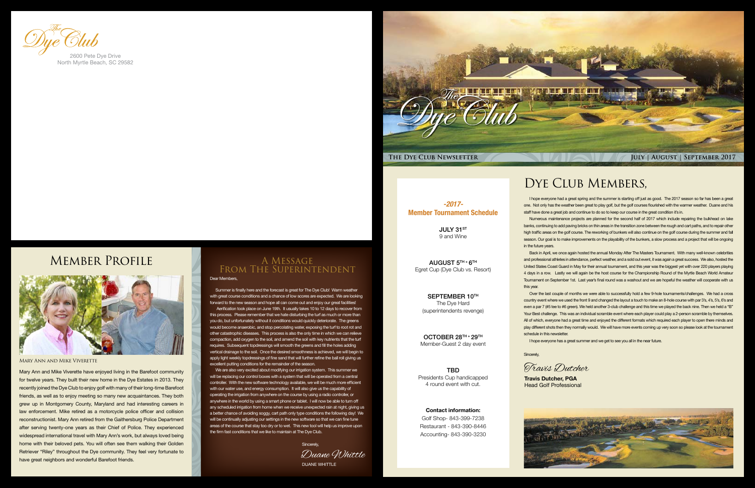The Dye Club

2600 Pete Dye Drive
North Myrtle Beach, SC 29582

# The Dye Club

**THE DYE CLUB NEWSLETTER** — **JULY | AUGUST | SEPTEMBER 2017**

## Dye Club Members,

I hope everyone had a great spring and the summer is starting off just as good. The 2017 season so far has been a great one. Not only has the weather been great to play golf, but the golf courses flourished with the warmer weather. Duane and his staff have done a great job and continue to do so to keep our course in the great condition it's in.

Numerous maintenance projects are planned for the second half of 2017 which include repairing the bulkhead on lake banks, continuing to add paving bricks on thin areas in the transition zone between the rough and cart paths, and to repair other high traffic areas on the golf course. The reworking of bunkers will also continue on the golf course during the summer and fall season. Our goal is to make improvements on the playability of the bunkers, a slow process and a project that will be ongoing in the future years.

Back in April, we once again hosted the annual Monday After The Masters Tournament. With many well-known celebrities and professional athletes in attendance, perfect weather, and a sold out event, it was again a great success. We also, hosted the United States Coast Guard in May for their annual tournament, and this year was the biggest yet with over 220 players playing 4 days in a row. Lastly we will again be the host course for the Championship Round of the Myrtle Beach World Amateur Tournament on September 1st. Last year's final round was a washout and we are hopeful the weather will cooperate with us this year.

Over the last couple of months we were able to successfully hold a few 9-hole tournaments/challenges. We had a cross country event where we used the front 9 and changed the layout a touch to make an 8-hole course with par 3's, 4's, 5's, 6's and even a par 7 (#5 tee to #6 green). We held another 3-club challenge and this time we played the back nine. Then we held a "B" Your Best challenge. This was an individual scramble event where each player could play a 2-person scramble by themselves. All of which, everyone had a great time and enjoyed the different formats which required each player to open there minds and play different shots then they normally would. We will have more events coming up very soon so please look at the tournament schedule in this newsletter.

I hope everyone has a great summer and we get to see you all in the near future.

Sincerely,

*Travis Dutcher*

**Travis Dutcher, PGA**
Head Golf Professional

### *-2017-* Member Tournament Schedule

**JULY 31ST**
9 and Wine

**AUGUST 5TH + 6TH**
Egret Cup (Dye Club vs. Resort)

**SEPTEMBER 10TH**
The Dye Hard
(superintendents revenge)

**OCTOBER 28TH + 29TH**
Member-Guest 2 day event

**TBD**
Presidents Cup handicapped
4 round event with cut.

**Contact information:**
Golf Shop- 843-399-7238
Restaurant - 843-390-8446
Accounting- 843-390-3230

## Member Profile

Mary Ann and Mike Viverette

Mary Ann and Mike Viverette have enjoyed living in the Barefoot community for twelve years. They built their new home in the Dye Estates in 2013. They recently joined the Dye Club to enjoy golf with many of their long-time Barefoot friends, as well as to enjoy meeting so many new acquaintances. They both grew up in Montgomery County, Maryland and had interesting careers in law enforcement. Mike retired as a motorcycle police officer and collision reconstructionist. Mary Ann retired from the Gaithersburg Police Department after serving twenty-one years as their Chief of Police. They experienced widespread international travel with Mary Ann's work, but always loved being home with their beloved pets. You will often see them walking their Golden Retriever "Riley" throughout the Dye community. They feel very fortunate to have great neighbors and wonderful Barefoot friends.

## A Message From The Superintendent

Dear Members,

Summer is finally here and the forecast is great for The Dye Club! Warm weather with great course conditions and a chance of low scores are expected. We are looking forward to the new season and hope all can come out and enjoy our great facilities!

Aerification took place on June 19th. It usually takes 10 to 12 days to recover from this process. Please remember that we hate disturbing the turf as much or more than you do, but unfortunately without it conditions would quickly deteriorate. The greens would become anaerobic, and stop percolating water, exposing the turf to root rot and other catastrophic diseases. This process is also the only time in which we can relieve compaction, add oxygen to the soil, and amend the soil with key nutrients that the turf requires. Subsequent topdressings will smooth the greens and fill the holes adding vertical drainage to the soil. Once the desired smoothness is achieved, we will begin to apply light weekly topdressings of fine sand that will further refine the ball roll giving us excellent putting conditions for the remainder of the season.

We are also very excited about modifying our irrigation system. This summer we will be replacing our control boxes with a system that will be operated from a central controller. With the new software technology available, we will be much more efficient with our water use, and energy consumption. It will also give us the capability of operating the irrigation from anywhere on the course by using a radio controller, or anywhere in the world by using a smart phone or tablet. I will now be able to turn off any scheduled irrigation from home when we receive unexpected rain at night, giving us a better chance of avoiding soggy, cart path only type conditions the following day! We will be continually adjusting our settings in the new software so that we can fine tune areas of the course that stay too dry or to wet. This new tool will help us improve upon the firm fast conditions that we like to maintain at The Dye Club.

Sincerely,

*Duane Whittle*

DUANE WHITTLE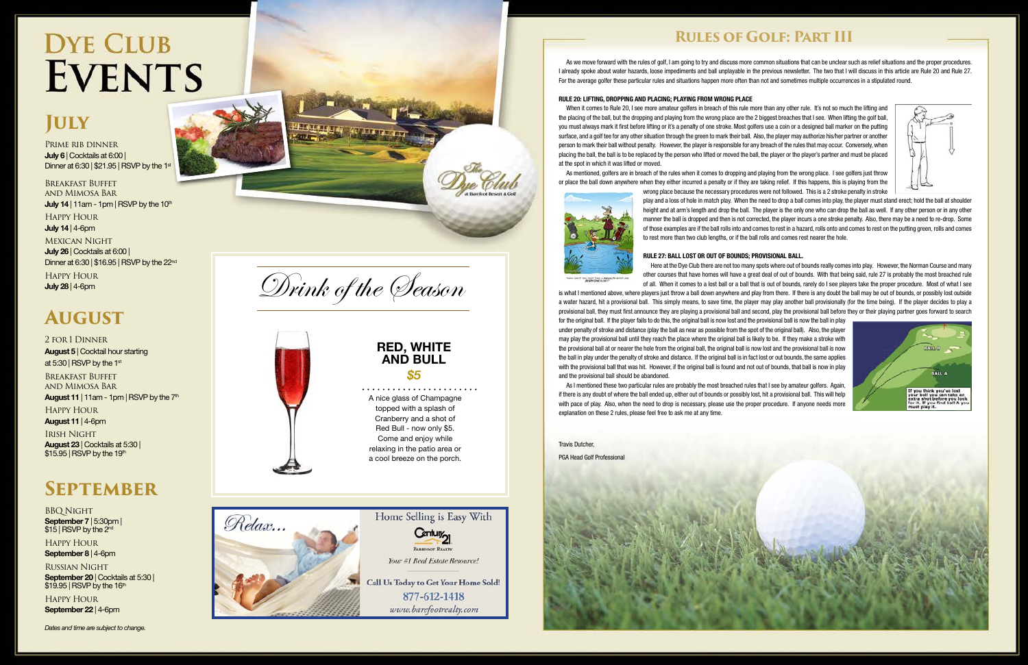# Dye Club Events

## July

**Prime Rib Dinner**
**July 6** | Cocktails at 6:00 |
Dinner at 6:30 | $21.95 | RSVP by the 1st

**Breakfast Buffet and Mimosa Bar**
**July 14** | 11am - 1pm | RSVP by the 10th

**Happy Hour**
**July 14** | 4-6pm

**Mexican Night**
**July 26** | Cocktails at 6:00 |
Dinner at 6:30 | $16.95 | RSVP by the 22nd

**Happy Hour**
**July 28** | 4-6pm

## August

**2 for 1 Dinner**
**August 5** | Cocktail hour starting at 5:30 | RSVP by the 1st

**Breakfast Buffet and Mimosa Bar**
**August 11** | 11am - 1pm | RSVP by the 7th

**Happy Hour**
**August 11** | 4-6pm

**Irish Night**
**August 23** | Cocktails at 5:30 |
$15.95 | RSVP by the 19th

## September

**BBQ Night**
**September 7** | 5:30pm |
$15 | RSVP by the 2nd

**Happy Hour**
**September 8** | 4-6pm

**Russian Night**
**September 20** | Cocktails at 5:30 |
$19.95 | RSVP by the 16th

**Happy Hour**
**September 22** | 4-6pm

*Dates and time are subject to change.*

The Dye Club at Barefoot Resort & Golf

*Drink of the Season*

**RED, WHITE AND BULL**

***$5***

A nice glass of Champagne topped with a splash of Cranberry and a shot of Red Bull - now only $5. Come and enjoy while relaxing in the patio area or a cool breeze on the porch.

*Relax...*

Home Selling is Easy With

Century 21 Barefoot Realty

*Your #1 Real Estate Resource!*

Call Us Today to Get Your Home Sold!

877-612-1418

*www.barefootrealty.com*

# Rules of Golf: Part III

As we move forward with the rules of golf, I am going to try and discuss more common situations that can be unclear such as relief situations and the proper procedures. I already spoke about water hazards, loose impediments and ball unplayable in the previous newsletter. The two that I will discuss in this article are Rule 20 and Rule 27. For the average golfer these particular rules and situations happen more often than not and sometimes multiple occurrences in a stipulated round.

**RULE 20: LIFTING, DROPPING AND PLACING; PLAYING FROM WRONG PLACE**

When it comes to Rule 20, I see more amateur golfers in breach of this rule more than any other rule. It's not so much the lifting and the placing of the ball, but the dropping and playing from the wrong place are the 2 biggest breaches that I see. When lifting the golf ball, you must always mark it first before lifting or it's a penalty of one stroke. Most golfers use a coin or a designed ball marker on the putting surface, and a golf tee for any other situation through the green to mark their ball. Also, the player may authorize his/her partner or another person to mark their ball without penalty. However, the player is responsible for any breach of the rules that may occur. Conversely, when placing the ball, the ball is to be replaced by the person who lifted or moved the ball, the player or the player's partner and must be placed at the spot in which it was lifted or moved.

As mentioned, golfers are in breach of the rules when it comes to dropping and playing from the wrong place. I see golfers just throw or place the ball down anywhere when they either incurred a penalty or if they are taking relief. If this happens, this is playing from the wrong place because the necessary procedures were not followed. This is a 2 stroke penalty in stroke play and a loss of hole in match play. When the need to drop a ball comes into play, the player must stand erect; hold the ball at shoulder height and at arm's length and drop the ball. The player is the only one who can drop the ball as well. If any other person or in any other manner the ball is dropped and then is not corrected, the player incurs a one stroke penalty. Also, there may be a need to re-drop. Some of those examples are if the ball rolls into and comes to rest in a hazard, rolls onto and comes to rest on the putting green, rolls and comes to rest more than two club lengths, or if the ball rolls and comes rest nearer the hole.

**RULE 27: BALL LOST OR OUT OF BOUNDS; PROVISIONAL BALL.**

Here at the Dye Club there are not too many spots where out of bounds really comes into play. However, the Norman Course and many other courses that have homes will have a great deal of out of bounds. With that being said, rule 27 is probably the most breached rule of all. When it comes to a lost ball or a ball that is out of bounds, rarely do I see players take the proper procedure. Most of what I see is what I mentioned above, where players just throw a ball down anywhere and play from there. If there is any doubt the ball may be out of bounds, or possibly lost outside a water hazard, hit a provisional ball. This simply means, to save time, the player may play another ball provisionally (for the time being). If the player decides to play a provisional ball, they must first announce they are playing a provisional ball and second, play the provisional ball before they or their playing partner goes forward to search for the original ball. If the player fails to do this, the original ball is now lost and the provisional ball is now the ball in play under penalty of stroke and distance (play the ball as near as possible from the spot of the original ball). Also, the player may play the provisional ball until they reach the place where the original ball is likely to be. If they make a stroke with the provisional ball at or nearer the hole from the original ball, the original ball is now lost and the provisional ball is now the ball in play under the penalty of stroke and distance. If the original ball is in fact lost or out bounds, the same applies with the provisional ball that was hit. However, if the original ball is found and not out of bounds, that is ball in play and the provisional ball should be abandoned.

As I mentioned these two particular rules are probably the most breached rules that I see by amateur golfers. Again, if there is any doubt of where the ball ended up, either out of bounds or possibly lost, hit a provisional ball. This will help with pace of play. Also, when the need to drop is necessary, please use the proper procedure. If anyone needs more explanation on these 2 rules, please feel free to ask me at any time.

Travis Dutcher,

PGA Head Golf Professional